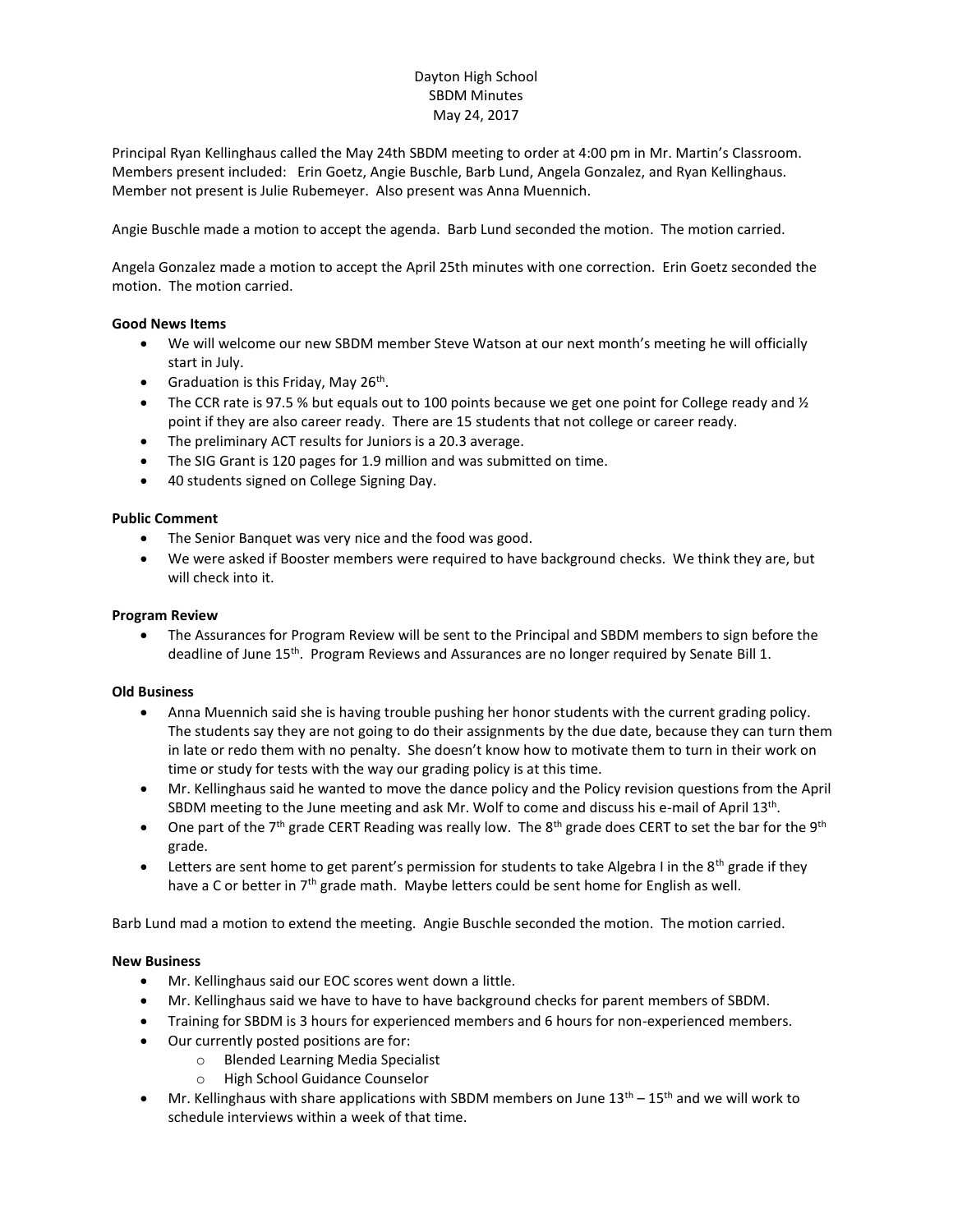Dayton High School
SBDM Minutes
May 24, 2017

Principal Ryan Kellinghaus called the May 24th SBDM meeting to order at 4:00 pm in Mr. Martin's Classroom. Members present included: Erin Goetz, Angie Buschle, Barb Lund, Angela Gonzalez, and Ryan Kellinghaus. Member not present is Julie Rubemeyer. Also present was Anna Muennich.

Angie Buschle made a motion to accept the agenda. Barb Lund seconded the motion. The motion carried.

Angela Gonzalez made a motion to accept the April 25th minutes with one correction. Erin Goetz seconded the motion. The motion carried.

**Good News Items**

- We will welcome our new SBDM member Steve Watson at our next month's meeting he will officially start in July.
- Graduation is this Friday, May 26th.
- The CCR rate is 97.5 % but equals out to 100 points because we get one point for College ready and ½ point if they are also career ready. There are 15 students that not college or career ready.
- The preliminary ACT results for Juniors is a 20.3 average.
- The SIG Grant is 120 pages for 1.9 million and was submitted on time.
- 40 students signed on College Signing Day.

**Public Comment**

- The Senior Banquet was very nice and the food was good.
- We were asked if Booster members were required to have background checks. We think they are, but will check into it.

**Program Review**

- The Assurances for Program Review will be sent to the Principal and SBDM members to sign before the deadline of June 15th. Program Reviews and Assurances are no longer required by Senate Bill 1.

**Old Business**

- Anna Muennich said she is having trouble pushing her honor students with the current grading policy. The students say they are not going to do their assignments by the due date, because they can turn them in late or redo them with no penalty. She doesn't know how to motivate them to turn in their work on time or study for tests with the way our grading policy is at this time.
- Mr. Kellinghaus said he wanted to move the dance policy and the Policy revision questions from the April SBDM meeting to the June meeting and ask Mr. Wolf to come and discuss his e-mail of April 13th.
- One part of the 7th grade CERT Reading was really low. The 8th grade does CERT to set the bar for the 9th grade.
- Letters are sent home to get parent's permission for students to take Algebra I in the 8th grade if they have a C or better in 7th grade math. Maybe letters could be sent home for English as well.

Barb Lund mad a motion to extend the meeting. Angie Buschle seconded the motion. The motion carried.

**New Business**

- Mr. Kellinghaus said our EOC scores went down a little.
- Mr. Kellinghaus said we have to have to have background checks for parent members of SBDM.
- Training for SBDM is 3 hours for experienced members and 6 hours for non-experienced members.
- Our currently posted positions are for:
  - Blended Learning Media Specialist
  - High School Guidance Counselor
- Mr. Kellinghaus with share applications with SBDM members on June 13th – 15th and we will work to schedule interviews within a week of that time.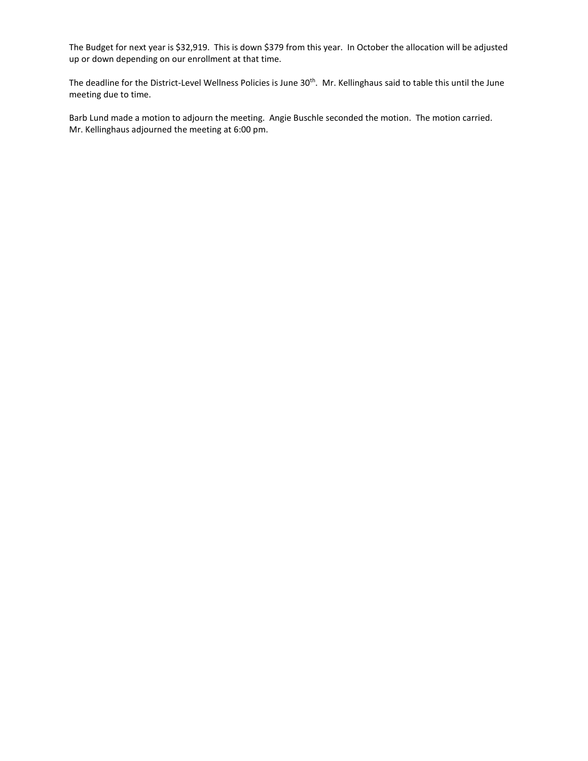The Budget for next year is $32,919. This is down $379 from this year. In October the allocation will be adjusted up or down depending on our enrollment at that time.

The deadline for the District-Level Wellness Policies is June 30th. Mr. Kellinghaus said to table this until the June meeting due to time.

Barb Lund made a motion to adjourn the meeting. Angie Buschle seconded the motion. The motion carried. Mr. Kellinghaus adjourned the meeting at 6:00 pm.